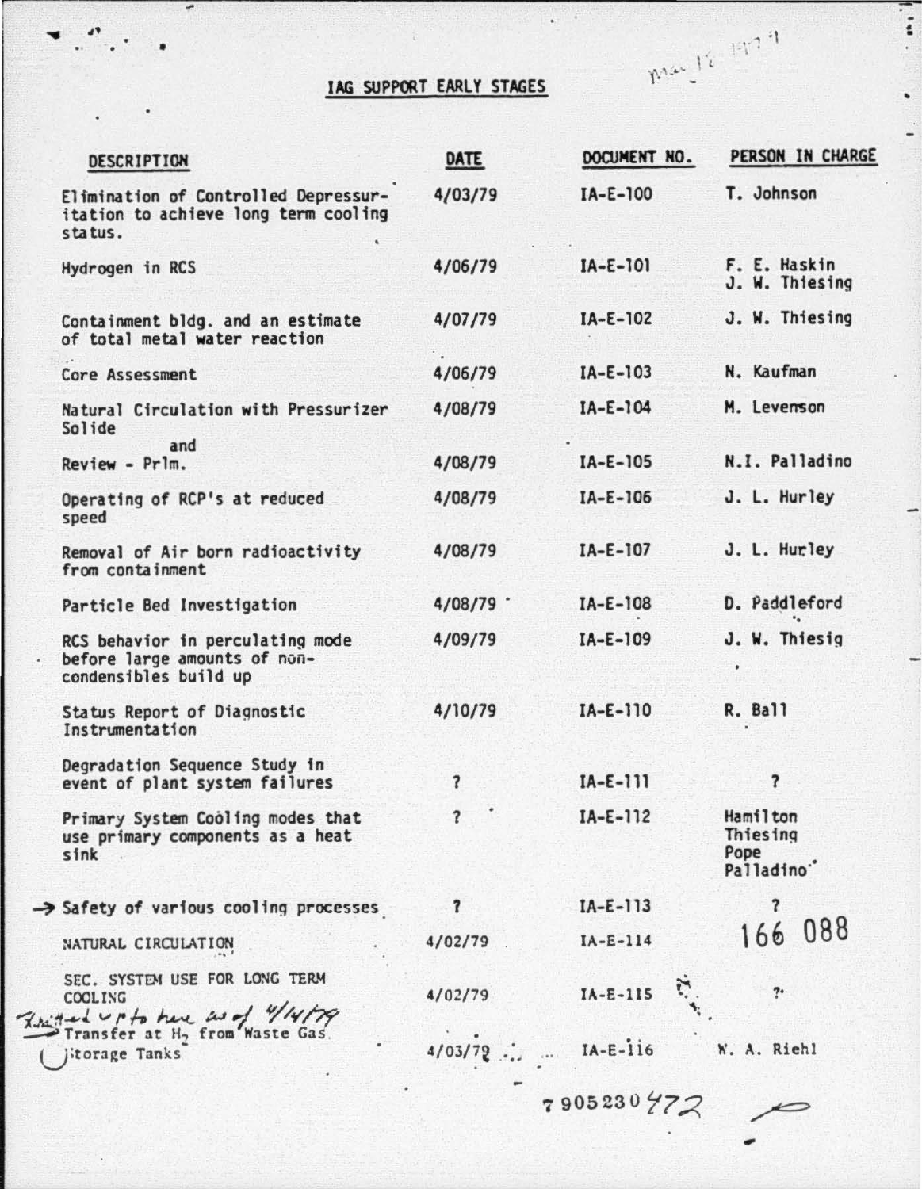# IAG SUPPORT EARLY STAGES

| DESCRIPTION | DATE | DOCUMENT NO. | PERSON IN CHARGE |
|---|---|---|---|
| Elimination of Controlled Depressurization to achieve long term cooling status. | 4/03/79 | IA-E-100 | T. Johnson |
| Hydrogen in RCS | 4/06/79 | IA-E-101 | F. E. Haskin<br>J. W. Thiesing |
| Containment bldg. and an estimate of total metal water reaction | 4/07/79 | IA-E-102 | J. W. Thiesing |
| Core Assessment | 4/06/79 | IA-E-103 | N. Kaufman |
| Natural Circulation with Pressurizer Solide | 4/08/79 | IA-E-104 | M. Levenson |
| and<br>Review - Prlm. | 4/08/79 | IA-E-105 | N.I. Palladino |
| Operating of RCP's at reduced speed | 4/08/79 | IA-E-106 | J. L. Hurley |
| Removal of Air born radioactivity from containment | 4/08/79 | IA-E-107 | J. L. Hurley |
| Particle Bed Investigation | 4/08/79 | IA-E-108 | D. Paddleford |
| RCS behavior in perculating mode before large amounts of non-condensibles build up | 4/09/79 | IA-E-109 | J. W. Thiesig |
| Status Report of Diagnostic Instrumentation | 4/10/79 | IA-E-110 | R. Ball |
| Degradation Sequence Study in event of plant system failures | ? | IA-E-111 | ? |
| Primary System Cooling modes that use primary components as a heat sink | ? | IA-E-112 | Hamilton<br>Thiesing<br>Pope<br>Palladino |
| → Safety of various cooling processes | ? | IA-E-113 | ? |
| NATURAL CIRCULATION | 4/02/79 | IA-E-114 | |
| SEC. SYSTEM USE FOR LONG TERM COOLING | 4/02/79 | IA-E-115 | ? |
| Transfer at $H_2$ from Waste Gas Storage Tanks | 4/03/79 | IA-E-116 | W. A. Riehl |

Xeroxed up to here as of 4/14/79

166 088

7905230472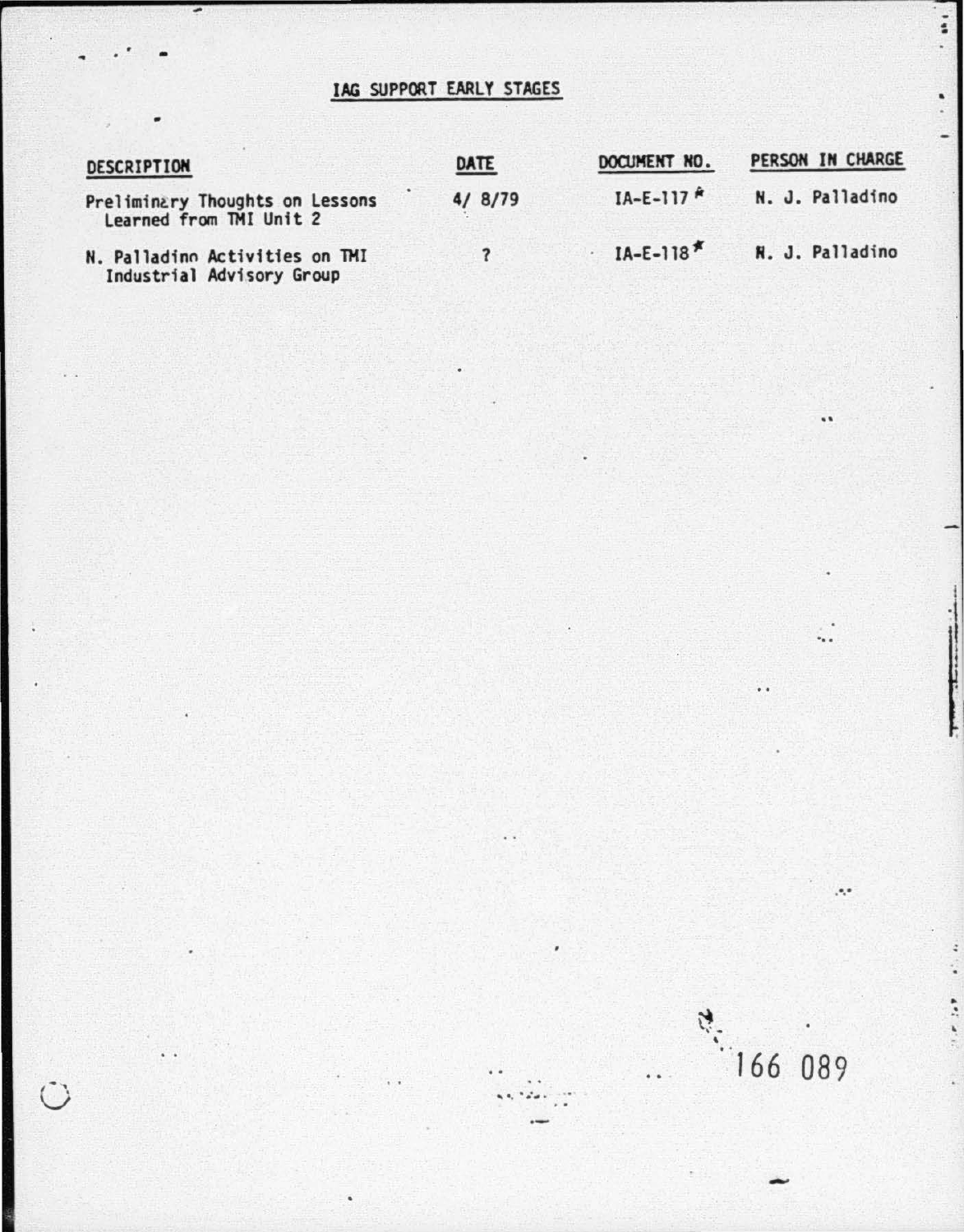# IAG SUPPORT EARLY STAGES

| DESCRIPTION | DATE | DOCUMENT NO. | PERSON IN CHARGE |
|---|---|---|---|
| Preliminary Thoughts on Lessons Learned from TMI Unit 2 | 4/ 8/79 | IA-E-117* | N. J. Palladino |
| N. Palladino Activities on TMI Industrial Advisory Group | ? | IA-E-118* | N. J. Palladino |

166 089